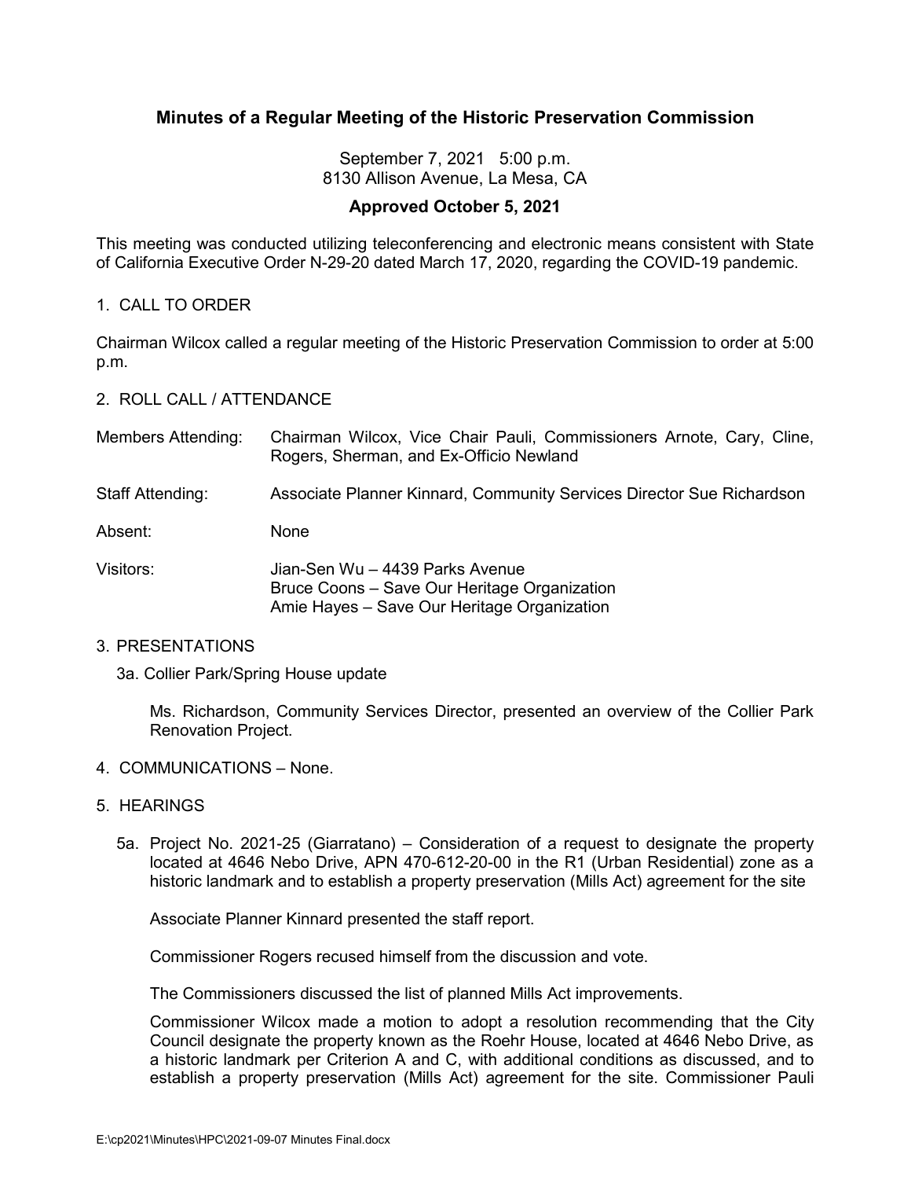# Minutes of a Regular Meeting of the Historic Preservation Commission

September 7, 2021 5:00 p.m.
8130 Allison Avenue, La Mesa, CA

**Approved October 5, 2021**

This meeting was conducted utilizing teleconferencing and electronic means consistent with State of California Executive Order N-29-20 dated March 17, 2020, regarding the COVID-19 pandemic.

1. CALL TO ORDER

Chairman Wilcox called a regular meeting of the Historic Preservation Commission to order at 5:00 p.m.

2. ROLL CALL / ATTENDANCE

| | |
|---|---|
| Members Attending: | Chairman Wilcox, Vice Chair Pauli, Commissioners Arnote, Cary, Cline, Rogers, Sherman, and Ex-Officio Newland |
| Staff Attending: | Associate Planner Kinnard, Community Services Director Sue Richardson |
| Absent: | None |
| Visitors: | Jian-Sen Wu – 4439 Parks Avenue<br>Bruce Coons – Save Our Heritage Organization<br>Amie Hayes – Save Our Heritage Organization |

3. PRESENTATIONS

   3a. Collier Park/Spring House update

   Ms. Richardson, Community Services Director, presented an overview of the Collier Park Renovation Project.

4. COMMUNICATIONS – None.

5. HEARINGS

   5a. Project No. 2021-25 (Giarratano) – Consideration of a request to designate the property located at 4646 Nebo Drive, APN 470-612-20-00 in the R1 (Urban Residential) zone as a historic landmark and to establish a property preservation (Mills Act) agreement for the site

   Associate Planner Kinnard presented the staff report.

   Commissioner Rogers recused himself from the discussion and vote.

   The Commissioners discussed the list of planned Mills Act improvements.

   Commissioner Wilcox made a motion to adopt a resolution recommending that the City Council designate the property known as the Roehr House, located at 4646 Nebo Drive, as a historic landmark per Criterion A and C, with additional conditions as discussed, and to establish a property preservation (Mills Act) agreement for the site. Commissioner Pauli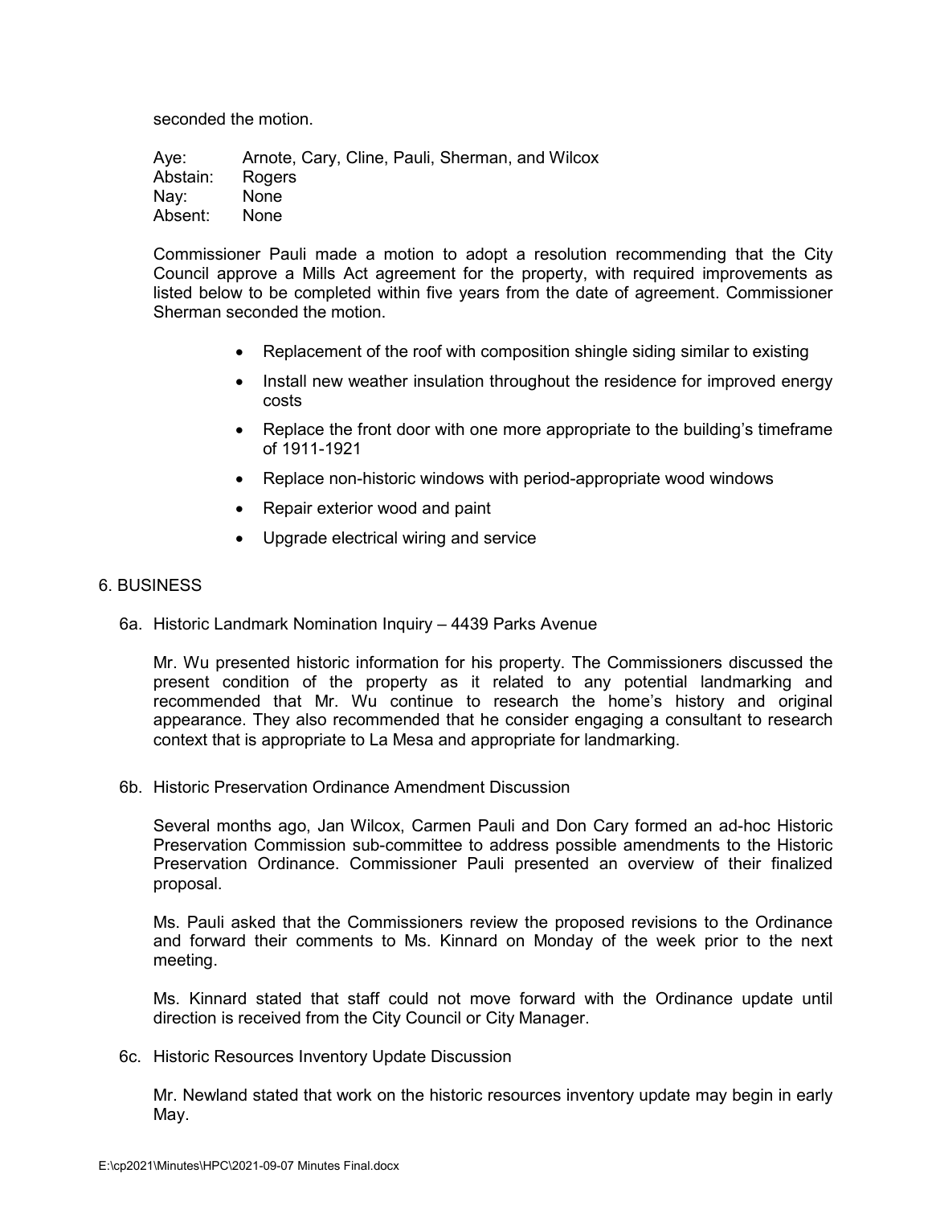seconded the motion.

| Aye: | Arnote, Cary, Cline, Pauli, Sherman, and Wilcox |
|---|---|
| Abstain: | Rogers |
| Nay: | None |
| Absent: | None |

Commissioner Pauli made a motion to adopt a resolution recommending that the City Council approve a Mills Act agreement for the property, with required improvements as listed below to be completed within five years from the date of agreement. Commissioner Sherman seconded the motion.

- Replacement of the roof with composition shingle siding similar to existing
- Install new weather insulation throughout the residence for improved energy costs
- Replace the front door with one more appropriate to the building's timeframe of 1911-1921
- Replace non-historic windows with period-appropriate wood windows
- Repair exterior wood and paint
- Upgrade electrical wiring and service

## 6. BUSINESS

### 6a. Historic Landmark Nomination Inquiry – 4439 Parks Avenue

Mr. Wu presented historic information for his property. The Commissioners discussed the present condition of the property as it related to any potential landmarking and recommended that Mr. Wu continue to research the home's history and original appearance. They also recommended that he consider engaging a consultant to research context that is appropriate to La Mesa and appropriate for landmarking.

### 6b. Historic Preservation Ordinance Amendment Discussion

Several months ago, Jan Wilcox, Carmen Pauli and Don Cary formed an ad-hoc Historic Preservation Commission sub-committee to address possible amendments to the Historic Preservation Ordinance. Commissioner Pauli presented an overview of their finalized proposal.

Ms. Pauli asked that the Commissioners review the proposed revisions to the Ordinance and forward their comments to Ms. Kinnard on Monday of the week prior to the next meeting.

Ms. Kinnard stated that staff could not move forward with the Ordinance update until direction is received from the City Council or City Manager.

### 6c. Historic Resources Inventory Update Discussion

Mr. Newland stated that work on the historic resources inventory update may begin in early May.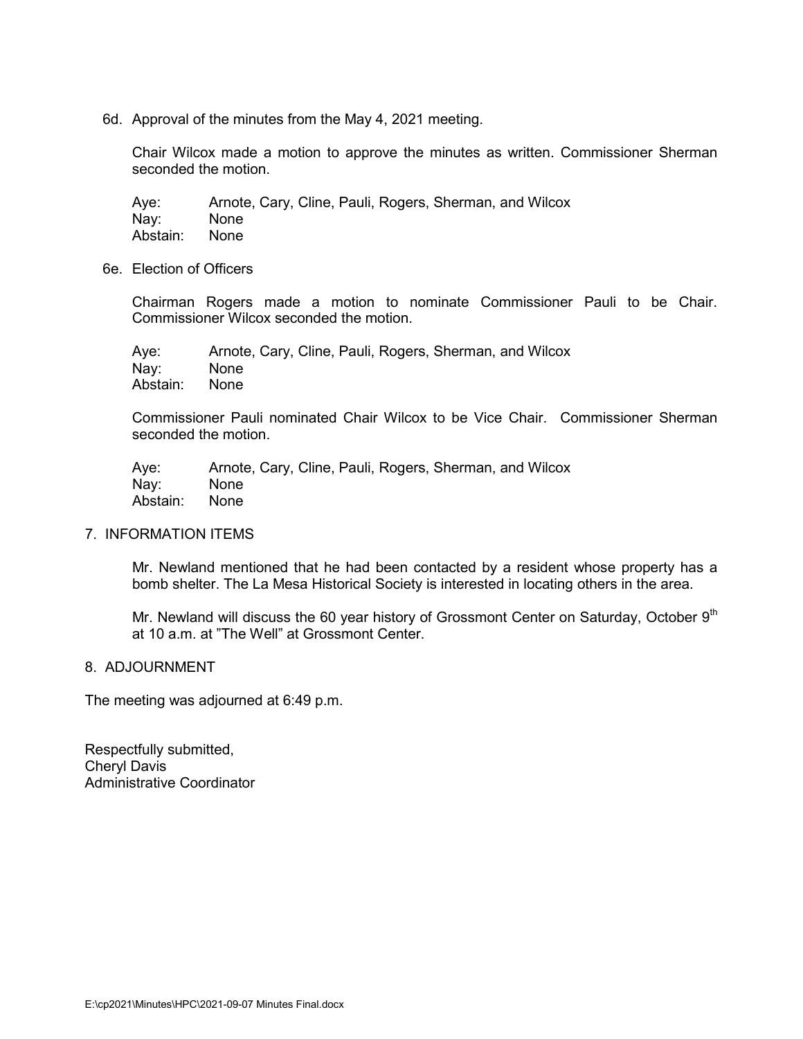6d. Approval of the minutes from the May 4, 2021 meeting.

Chair Wilcox made a motion to approve the minutes as written. Commissioner Sherman seconded the motion.

Aye: Arnote, Cary, Cline, Pauli, Rogers, Sherman, and Wilcox
Nay: None
Abstain: None

6e. Election of Officers

Chairman Rogers made a motion to nominate Commissioner Pauli to be Chair. Commissioner Wilcox seconded the motion.

Aye: Arnote, Cary, Cline, Pauli, Rogers, Sherman, and Wilcox
Nay: None
Abstain: None

Commissioner Pauli nominated Chair Wilcox to be Vice Chair. Commissioner Sherman seconded the motion.

Aye: Arnote, Cary, Cline, Pauli, Rogers, Sherman, and Wilcox
Nay: None
Abstain: None

## 7. INFORMATION ITEMS

Mr. Newland mentioned that he had been contacted by a resident whose property has a bomb shelter. The La Mesa Historical Society is interested in locating others in the area.

Mr. Newland will discuss the 60 year history of Grossmont Center on Saturday, October 9th at 10 a.m. at "The Well" at Grossmont Center.

## 8. ADJOURNMENT

The meeting was adjourned at 6:49 p.m.

Respectfully submitted,
Cheryl Davis
Administrative Coordinator

E:\cp2021\Minutes\HPC\2021-09-07 Minutes Final.docx